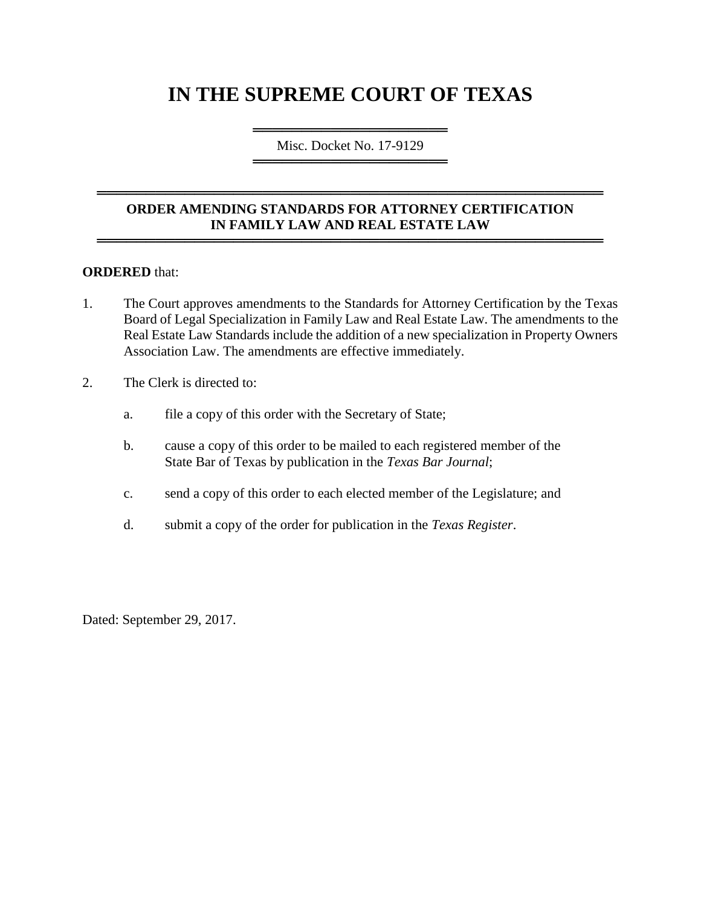# IN THE SUPREME COURT OF TEXAS

Misc. Docket No. 17-9129

## ORDER AMENDING STANDARDS FOR ATTORNEY CERTIFICATION IN FAMILY LAW AND REAL ESTATE LAW

**ORDERED** that:

1. The Court approves amendments to the Standards for Attorney Certification by the Texas Board of Legal Specialization in Family Law and Real Estate Law. The amendments to the Real Estate Law Standards include the addition of a new specialization in Property Owners Association Law. The amendments are effective immediately.

2. The Clerk is directed to:

   a. file a copy of this order with the Secretary of State;

   b. cause a copy of this order to be mailed to each registered member of the State Bar of Texas by publication in the *Texas Bar Journal*;

   c. send a copy of this order to each elected member of the Legislature; and

   d. submit a copy of the order for publication in the *Texas Register*.

Dated: September 29, 2017.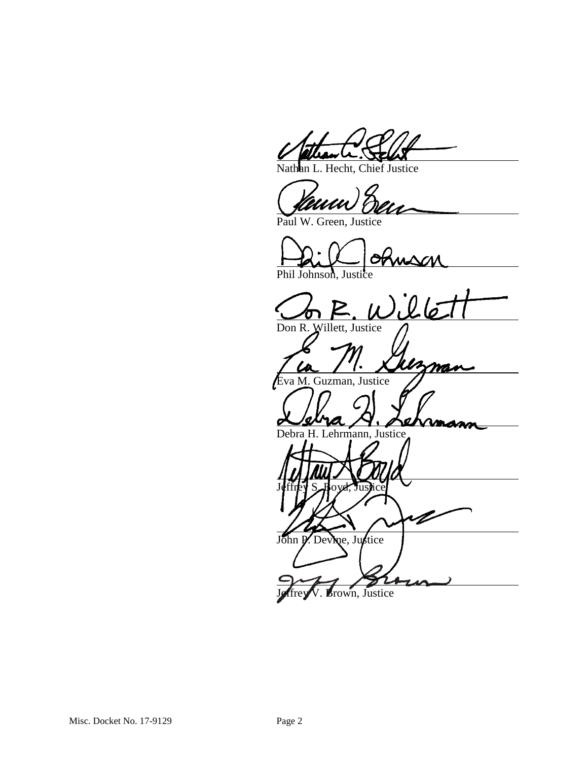\_\_\_\_\_\_\_\_\_\_\_\_\_\_\_\_\_\_\_\_\_\_\_\_\_\_\_\_\_\_\_\_\_\_\_\_\_\_\_\_\_\_\_\_\_\_
Nathan L. Hecht, Chief Justice

\_\_\_\_\_\_\_\_\_\_\_\_\_\_\_\_\_\_\_\_\_\_\_\_\_\_\_\_\_\_\_\_\_\_\_\_\_\_\_\_\_\_\_\_\_\_
Paul W. Green, Justice

\_\_\_\_\_\_\_\_\_\_\_\_\_\_\_\_\_\_\_\_\_\_\_\_\_\_\_\_\_\_\_\_\_\_\_\_\_\_\_\_\_\_\_\_\_\_
Phil Johnson, Justice

\_\_\_\_\_\_\_\_\_\_\_\_\_\_\_\_\_\_\_\_\_\_\_\_\_\_\_\_\_\_\_\_\_\_\_\_\_\_\_\_\_\_\_\_\_\_
Don R. Willett, Justice

\_\_\_\_\_\_\_\_\_\_\_\_\_\_\_\_\_\_\_\_\_\_\_\_\_\_\_\_\_\_\_\_\_\_\_\_\_\_\_\_\_\_\_\_\_\_
Eva M. Guzman, Justice

\_\_\_\_\_\_\_\_\_\_\_\_\_\_\_\_\_\_\_\_\_\_\_\_\_\_\_\_\_\_\_\_\_\_\_\_\_\_\_\_\_\_\_\_\_\_
Debra H. Lehrmann, Justice

\_\_\_\_\_\_\_\_\_\_\_\_\_\_\_\_\_\_\_\_\_\_\_\_\_\_\_\_\_\_\_\_\_\_\_\_\_\_\_\_\_\_\_\_\_\_
Jeffrey S. Boyd, Justice

\_\_\_\_\_\_\_\_\_\_\_\_\_\_\_\_\_\_\_\_\_\_\_\_\_\_\_\_\_\_\_\_\_\_\_\_\_\_\_\_\_\_\_\_\_\_
John P. Devine, Justice

\_\_\_\_\_\_\_\_\_\_\_\_\_\_\_\_\_\_\_\_\_\_\_\_\_\_\_\_\_\_\_\_\_\_\_\_\_\_\_\_\_\_\_\_\_\_
Jeffrey V. Brown, Justice

Misc. Docket No. 17-9129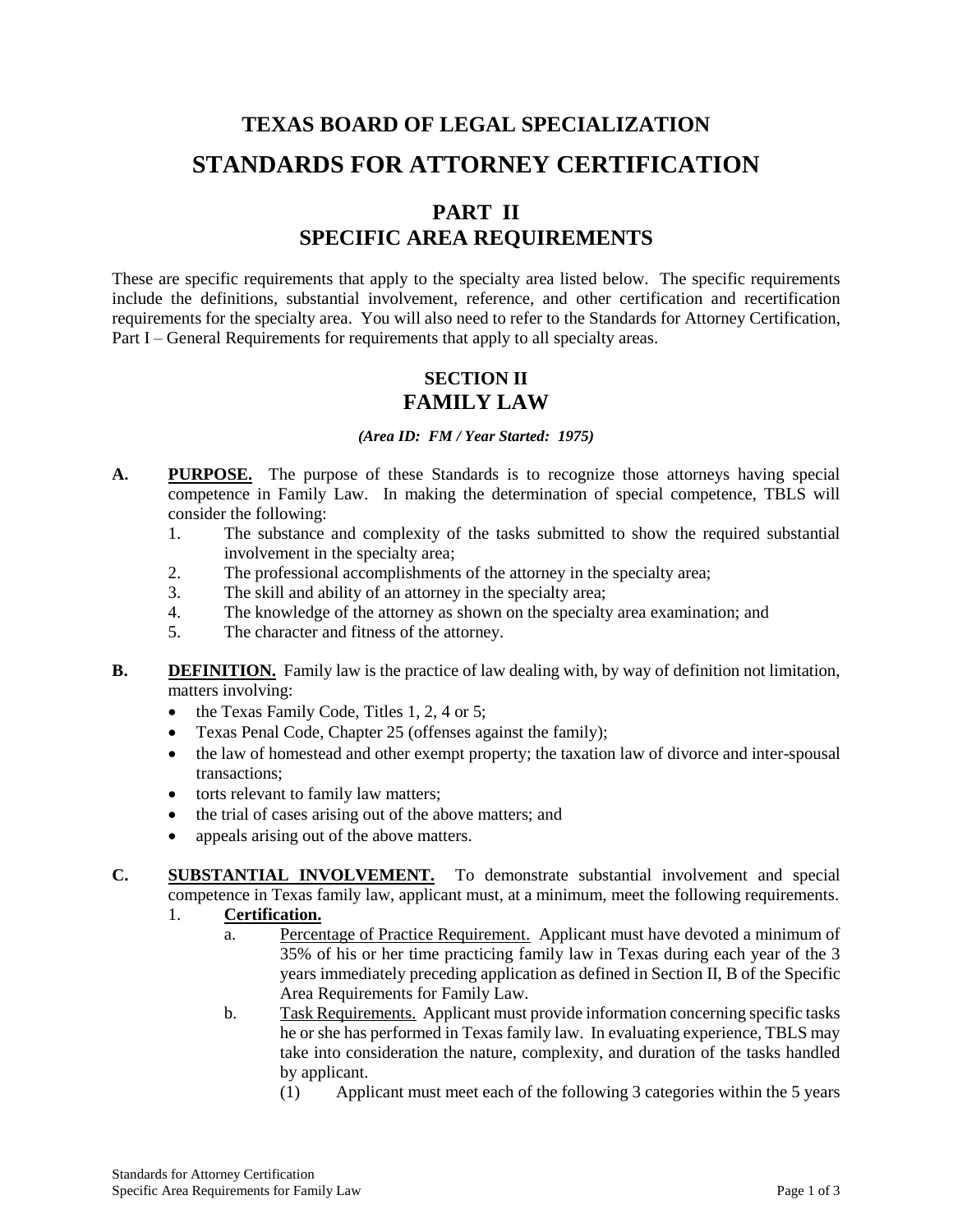# TEXAS BOARD OF LEGAL SPECIALIZATION

# STANDARDS FOR ATTORNEY CERTIFICATION

## PART II
## SPECIFIC AREA REQUIREMENTS

These are specific requirements that apply to the specialty area listed below. The specific requirements include the definitions, substantial involvement, reference, and other certification and recertification requirements for the specialty area. You will also need to refer to the Standards for Attorney Certification, Part I – General Requirements for requirements that apply to all specialty areas.

## SECTION II
## FAMILY LAW

***(Area ID: FM / Year Started: 1975)***

**A. PURPOSE.** The purpose of these Standards is to recognize those attorneys having special competence in Family Law. In making the determination of special competence, TBLS will consider the following:

1. The substance and complexity of the tasks submitted to show the required substantial involvement in the specialty area;
2. The professional accomplishments of the attorney in the specialty area;
3. The skill and ability of an attorney in the specialty area;
4. The knowledge of the attorney as shown on the specialty area examination; and
5. The character and fitness of the attorney.

**B. DEFINITION.** Family law is the practice of law dealing with, by way of definition not limitation, matters involving:

- the Texas Family Code, Titles 1, 2, 4 or 5;
- Texas Penal Code, Chapter 25 (offenses against the family);
- the law of homestead and other exempt property; the taxation law of divorce and inter-spousal transactions;
- torts relevant to family law matters;
- the trial of cases arising out of the above matters; and
- appeals arising out of the above matters.

**C. SUBSTANTIAL INVOLVEMENT.** To demonstrate substantial involvement and special competence in Texas family law, applicant must, at a minimum, meet the following requirements.

1. **Certification.**
   a. Percentage of Practice Requirement. Applicant must have devoted a minimum of 35% of his or her time practicing family law in Texas during each year of the 3 years immediately preceding application as defined in Section II, B of the Specific Area Requirements for Family Law.
   b. Task Requirements. Applicant must provide information concerning specific tasks he or she has performed in Texas family law. In evaluating experience, TBLS may take into consideration the nature, complexity, and duration of the tasks handled by applicant.
      (1) Applicant must meet each of the following 3 categories within the 5 years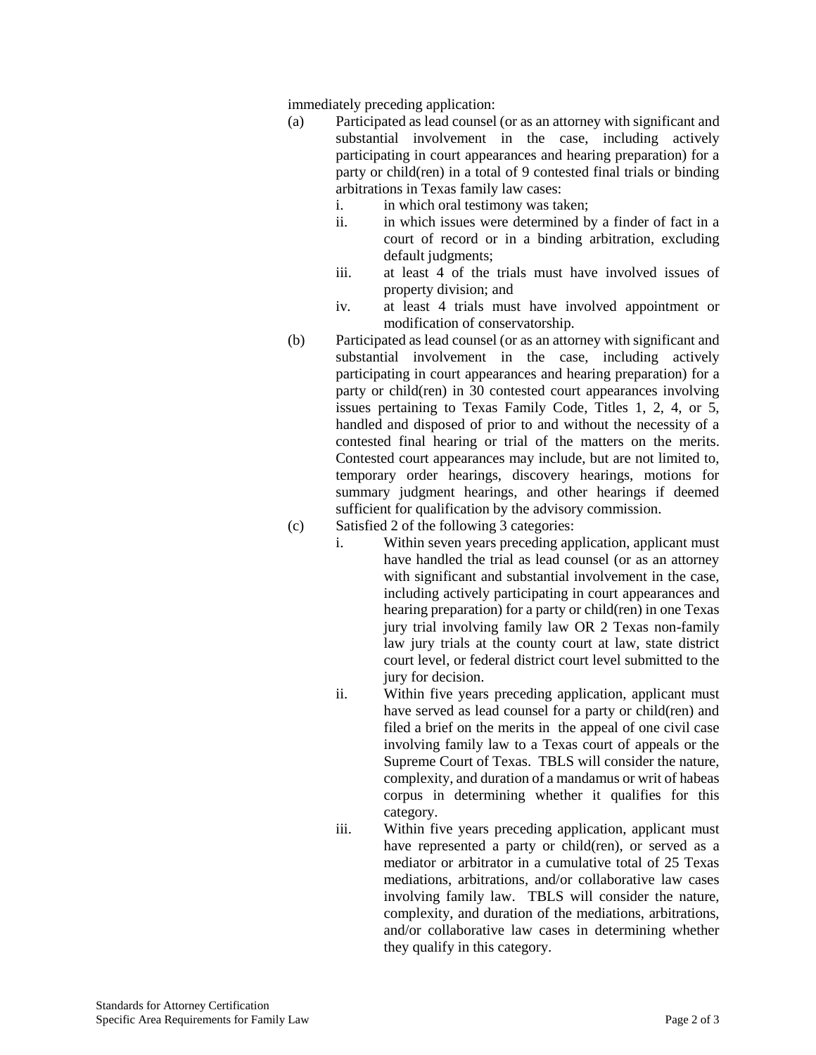immediately preceding application:

(a) Participated as lead counsel (or as an attorney with significant and substantial involvement in the case, including actively participating in court appearances and hearing preparation) for a party or child(ren) in a total of 9 contested final trials or binding arbitrations in Texas family law cases:
   i. in which oral testimony was taken;
   ii. in which issues were determined by a finder of fact in a court of record or in a binding arbitration, excluding default judgments;
   iii. at least 4 of the trials must have involved issues of property division; and
   iv. at least 4 trials must have involved appointment or modification of conservatorship.

(b) Participated as lead counsel (or as an attorney with significant and substantial involvement in the case, including actively participating in court appearances and hearing preparation) for a party or child(ren) in 30 contested court appearances involving issues pertaining to Texas Family Code, Titles 1, 2, 4, or 5, handled and disposed of prior to and without the necessity of a contested final hearing or trial of the matters on the merits. Contested court appearances may include, but are not limited to, temporary order hearings, discovery hearings, motions for summary judgment hearings, and other hearings if deemed sufficient for qualification by the advisory commission.

(c) Satisfied 2 of the following 3 categories:
   i. Within seven years preceding application, applicant must have handled the trial as lead counsel (or as an attorney with significant and substantial involvement in the case, including actively participating in court appearances and hearing preparation) for a party or child(ren) in one Texas jury trial involving family law OR 2 Texas non-family law jury trials at the county court at law, state district court level, or federal district court level submitted to the jury for decision.
   ii. Within five years preceding application, applicant must have served as lead counsel for a party or child(ren) and filed a brief on the merits in the appeal of one civil case involving family law to a Texas court of appeals or the Supreme Court of Texas. TBLS will consider the nature, complexity, and duration of a mandamus or writ of habeas corpus in determining whether it qualifies for this category.
   iii. Within five years preceding application, applicant must have represented a party or child(ren), or served as a mediator or arbitrator in a cumulative total of 25 Texas mediations, arbitrations, and/or collaborative law cases involving family law. TBLS will consider the nature, complexity, and duration of the mediations, arbitrations, and/or collaborative law cases in determining whether they qualify in this category.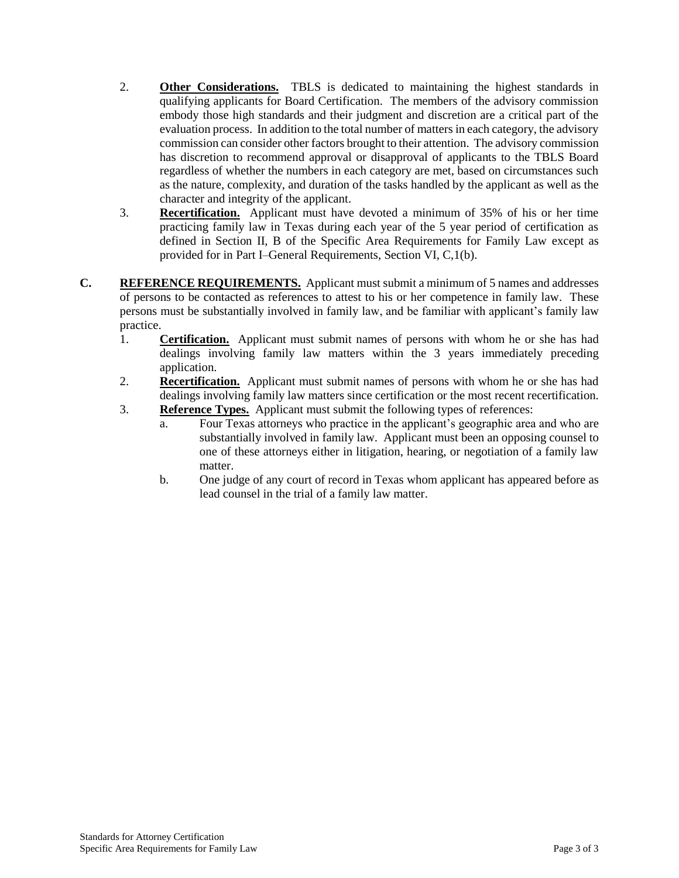2. **Other Considerations.** TBLS is dedicated to maintaining the highest standards in qualifying applicants for Board Certification. The members of the advisory commission embody those high standards and their judgment and discretion are a critical part of the evaluation process. In addition to the total number of matters in each category, the advisory commission can consider other factors brought to their attention. The advisory commission has discretion to recommend approval or disapproval of applicants to the TBLS Board regardless of whether the numbers in each category are met, based on circumstances such as the nature, complexity, and duration of the tasks handled by the applicant as well as the character and integrity of the applicant.
3. **Recertification.** Applicant must have devoted a minimum of 35% of his or her time practicing family law in Texas during each year of the 5 year period of certification as defined in Section II, B of the Specific Area Requirements for Family Law except as provided for in Part I–General Requirements, Section VI, C,1(b).

**C. REFERENCE REQUIREMENTS.** Applicant must submit a minimum of 5 names and addresses of persons to be contacted as references to attest to his or her competence in family law. These persons must be substantially involved in family law, and be familiar with applicant's family law practice.

1. **Certification.** Applicant must submit names of persons with whom he or she has had dealings involving family law matters within the 3 years immediately preceding application.
2. **Recertification.** Applicant must submit names of persons with whom he or she has had dealings involving family law matters since certification or the most recent recertification.
3. **Reference Types.** Applicant must submit the following types of references:
   a. Four Texas attorneys who practice in the applicant's geographic area and who are substantially involved in family law. Applicant must been an opposing counsel to one of these attorneys either in litigation, hearing, or negotiation of a family law matter.
   b. One judge of any court of record in Texas whom applicant has appeared before as lead counsel in the trial of a family law matter.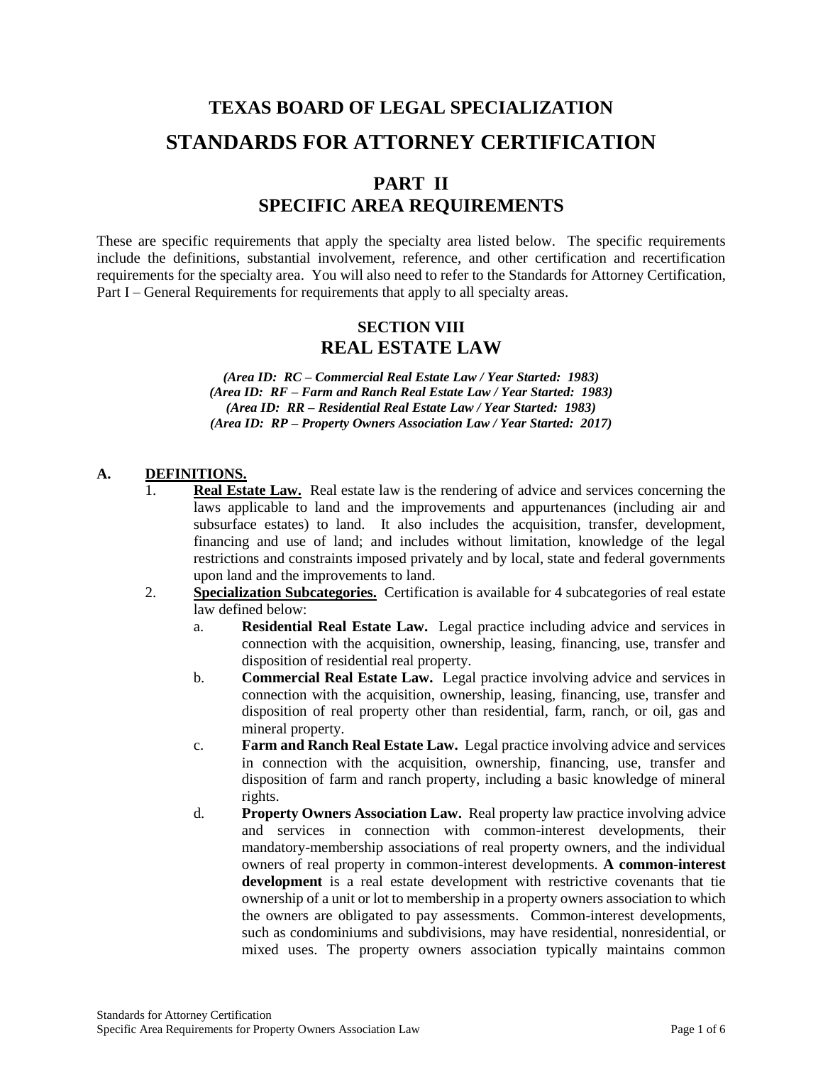# TEXAS BOARD OF LEGAL SPECIALIZATION

# STANDARDS FOR ATTORNEY CERTIFICATION

## PART II
## SPECIFIC AREA REQUIREMENTS

These are specific requirements that apply the specialty area listed below. The specific requirements include the definitions, substantial involvement, reference, and other certification and recertification requirements for the specialty area. You will also need to refer to the Standards for Attorney Certification, Part I – General Requirements for requirements that apply to all specialty areas.

### SECTION VIII
### REAL ESTATE LAW

***(Area ID: RC – Commercial Real Estate Law / Year Started: 1983)***
***(Area ID: RF – Farm and Ranch Real Estate Law / Year Started: 1983)***
***(Area ID: RR – Residential Real Estate Law / Year Started: 1983)***
***(Area ID: RP – Property Owners Association Law / Year Started: 2017)***

**A. DEFINITIONS.**

1. **Real Estate Law.** Real estate law is the rendering of advice and services concerning the laws applicable to land and the improvements and appurtenances (including air and subsurface estates) to land. It also includes the acquisition, transfer, development, financing and use of land; and includes without limitation, knowledge of the legal restrictions and constraints imposed privately and by local, state and federal governments upon land and the improvements to land.
2. **Specialization Subcategories.** Certification is available for 4 subcategories of real estate law defined below:
   a. **Residential Real Estate Law.** Legal practice including advice and services in connection with the acquisition, ownership, leasing, financing, use, transfer and disposition of residential real property.
   b. **Commercial Real Estate Law.** Legal practice involving advice and services in connection with the acquisition, ownership, leasing, financing, use, transfer and disposition of real property other than residential, farm, ranch, or oil, gas and mineral property.
   c. **Farm and Ranch Real Estate Law.** Legal practice involving advice and services in connection with the acquisition, ownership, financing, use, transfer and disposition of farm and ranch property, including a basic knowledge of mineral rights.
   d. **Property Owners Association Law.** Real property law practice involving advice and services in connection with common-interest developments, their mandatory-membership associations of real property owners, and the individual owners of real property in common-interest developments. **A common-interest development** is a real estate development with restrictive covenants that tie ownership of a unit or lot to membership in a property owners association to which the owners are obligated to pay assessments. Common-interest developments, such as condominiums and subdivisions, may have residential, nonresidential, or mixed uses. The property owners association typically maintains common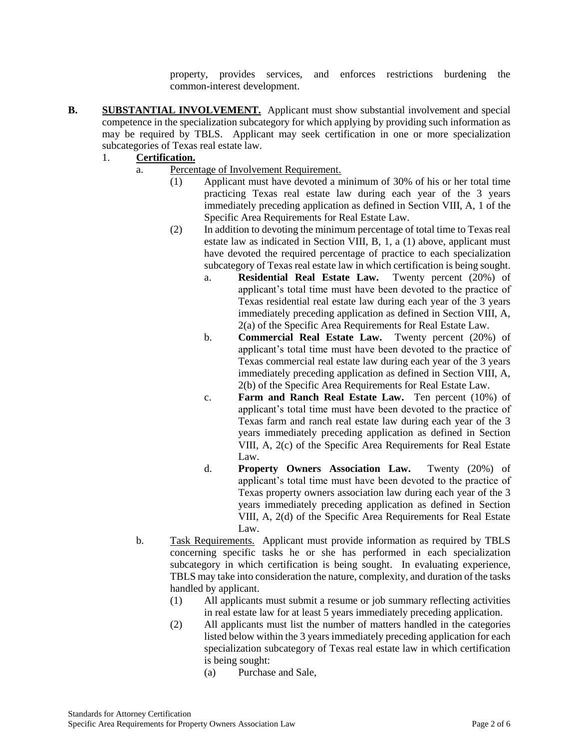property, provides services, and enforces restrictions burdening the common-interest development.

**B. SUBSTANTIAL INVOLVEMENT.** Applicant must show substantial involvement and special competence in the specialization subcategory for which applying by providing such information as may be required by TBLS. Applicant may seek certification in one or more specialization subcategories of Texas real estate law.

1. **Certification.**
   a. Percentage of Involvement Requirement.
      (1) Applicant must have devoted a minimum of 30% of his or her total time practicing Texas real estate law during each year of the 3 years immediately preceding application as defined in Section VIII, A, 1 of the Specific Area Requirements for Real Estate Law.
      (2) In addition to devoting the minimum percentage of total time to Texas real estate law as indicated in Section VIII, B, 1, a (1) above, applicant must have devoted the required percentage of practice to each specialization subcategory of Texas real estate law in which certification is being sought.
         a. **Residential Real Estate Law.** Twenty percent (20%) of applicant's total time must have been devoted to the practice of Texas residential real estate law during each year of the 3 years immediately preceding application as defined in Section VIII, A, 2(a) of the Specific Area Requirements for Real Estate Law.
         b. **Commercial Real Estate Law.** Twenty percent (20%) of applicant's total time must have been devoted to the practice of Texas commercial real estate law during each year of the 3 years immediately preceding application as defined in Section VIII, A, 2(b) of the Specific Area Requirements for Real Estate Law.
         c. **Farm and Ranch Real Estate Law.** Ten percent (10%) of applicant's total time must have been devoted to the practice of Texas farm and ranch real estate law during each year of the 3 years immediately preceding application as defined in Section VIII, A, 2(c) of the Specific Area Requirements for Real Estate Law.
         d. **Property Owners Association Law.** Twenty (20%) of applicant's total time must have been devoted to the practice of Texas property owners association law during each year of the 3 years immediately preceding application as defined in Section VIII, A, 2(d) of the Specific Area Requirements for Real Estate Law.
   b. Task Requirements. Applicant must provide information as required by TBLS concerning specific tasks he or she has performed in each specialization subcategory in which certification is being sought. In evaluating experience, TBLS may take into consideration the nature, complexity, and duration of the tasks handled by applicant.
      (1) All applicants must submit a resume or job summary reflecting activities in real estate law for at least 5 years immediately preceding application.
      (2) All applicants must list the number of matters handled in the categories listed below within the 3 years immediately preceding application for each specialization subcategory of Texas real estate law in which certification is being sought:
         (a) Purchase and Sale,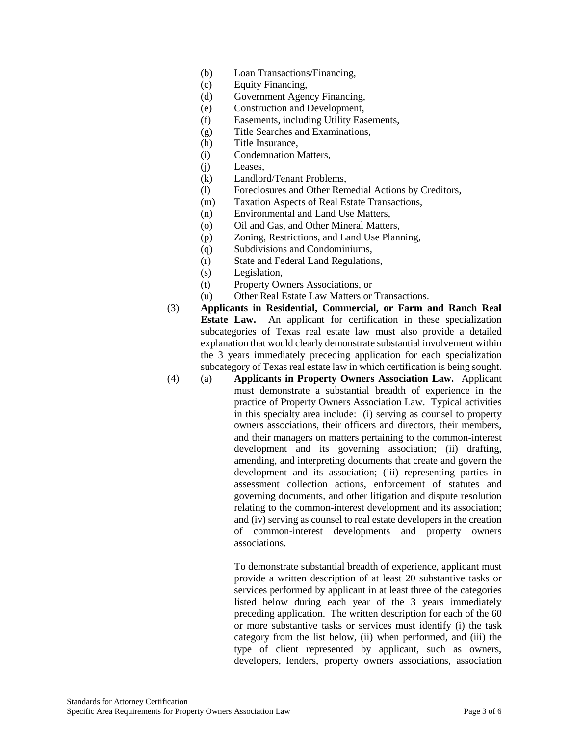(b) Loan Transactions/Financing,
(c) Equity Financing,
(d) Government Agency Financing,
(e) Construction and Development,
(f) Easements, including Utility Easements,
(g) Title Searches and Examinations,
(h) Title Insurance,
(i) Condemnation Matters,
(j) Leases,
(k) Landlord/Tenant Problems,
(l) Foreclosures and Other Remedial Actions by Creditors,
(m) Taxation Aspects of Real Estate Transactions,
(n) Environmental and Land Use Matters,
(o) Oil and Gas, and Other Mineral Matters,
(p) Zoning, Restrictions, and Land Use Planning,
(q) Subdivisions and Condominiums,
(r) State and Federal Land Regulations,
(s) Legislation,
(t) Property Owners Associations, or
(u) Other Real Estate Law Matters or Transactions.

(3) **Applicants in Residential, Commercial, or Farm and Ranch Real Estate Law.** An applicant for certification in these specialization subcategories of Texas real estate law must also provide a detailed explanation that would clearly demonstrate substantial involvement within the 3 years immediately preceding application for each specialization subcategory of Texas real estate law in which certification is being sought.

(4) (a) **Applicants in Property Owners Association Law.** Applicant must demonstrate a substantial breadth of experience in the practice of Property Owners Association Law. Typical activities in this specialty area include: (i) serving as counsel to property owners associations, their officers and directors, their members, and their managers on matters pertaining to the common-interest development and its governing association; (ii) drafting, amending, and interpreting documents that create and govern the development and its association; (iii) representing parties in assessment collection actions, enforcement of statutes and governing documents, and other litigation and dispute resolution relating to the common-interest development and its association; and (iv) serving as counsel to real estate developers in the creation of common-interest developments and property owners associations.

To demonstrate substantial breadth of experience, applicant must provide a written description of at least 20 substantive tasks or services performed by applicant in at least three of the categories listed below during each year of the 3 years immediately preceding application. The written description for each of the 60 or more substantive tasks or services must identify (i) the task category from the list below, (ii) when performed, and (iii) the type of client represented by applicant, such as owners, developers, lenders, property owners associations, association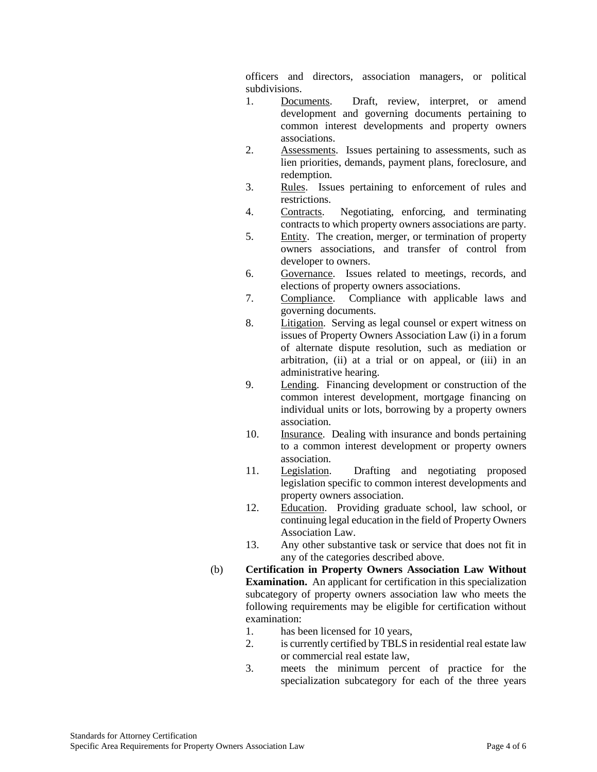officers and directors, association managers, or political subdivisions.

1. Documents. Draft, review, interpret, or amend development and governing documents pertaining to common interest developments and property owners associations.
2. Assessments. Issues pertaining to assessments, such as lien priorities, demands, payment plans, foreclosure, and redemption.
3. Rules. Issues pertaining to enforcement of rules and restrictions.
4. Contracts. Negotiating, enforcing, and terminating contracts to which property owners associations are party.
5. Entity. The creation, merger, or termination of property owners associations, and transfer of control from developer to owners.
6. Governance. Issues related to meetings, records, and elections of property owners associations.
7. Compliance. Compliance with applicable laws and governing documents.
8. Litigation. Serving as legal counsel or expert witness on issues of Property Owners Association Law (i) in a forum of alternate dispute resolution, such as mediation or arbitration, (ii) at a trial or on appeal, or (iii) in an administrative hearing.
9. Lending. Financing development or construction of the common interest development, mortgage financing on individual units or lots, borrowing by a property owners association.
10. Insurance. Dealing with insurance and bonds pertaining to a common interest development or property owners association.
11. Legislation. Drafting and negotiating proposed legislation specific to common interest developments and property owners association.
12. Education. Providing graduate school, law school, or continuing legal education in the field of Property Owners Association Law.
13. Any other substantive task or service that does not fit in any of the categories described above.

(b) **Certification in Property Owners Association Law Without Examination.** An applicant for certification in this specialization subcategory of property owners association law who meets the following requirements may be eligible for certification without examination:

1. has been licensed for 10 years,
2. is currently certified by TBLS in residential real estate law or commercial real estate law,
3. meets the minimum percent of practice for the specialization subcategory for each of the three years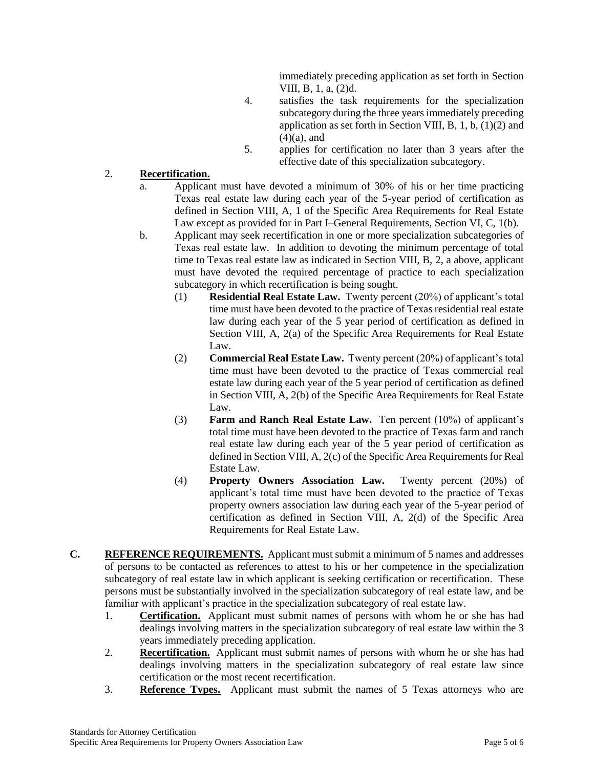immediately preceding application as set forth in Section VIII, B, 1, a, (2)d.

4. satisfies the task requirements for the specialization subcategory during the three years immediately preceding application as set forth in Section VIII, B, 1, b, (1)(2) and (4)(a), and

5. applies for certification no later than 3 years after the effective date of this specialization subcategory.

2. **Recertification.**

   a. Applicant must have devoted a minimum of 30% of his or her time practicing Texas real estate law during each year of the 5-year period of certification as defined in Section VIII, A, 1 of the Specific Area Requirements for Real Estate Law except as provided for in Part I–General Requirements, Section VI, C, 1(b).

   b. Applicant may seek recertification in one or more specialization subcategories of Texas real estate law. In addition to devoting the minimum percentage of total time to Texas real estate law as indicated in Section VIII, B, 2, a above, applicant must have devoted the required percentage of practice to each specialization subcategory in which recertification is being sought.

      (1) **Residential Real Estate Law.** Twenty percent (20%) of applicant's total time must have been devoted to the practice of Texas residential real estate law during each year of the 5 year period of certification as defined in Section VIII, A, 2(a) of the Specific Area Requirements for Real Estate Law.

      (2) **Commercial Real Estate Law.** Twenty percent (20%) of applicant's total time must have been devoted to the practice of Texas commercial real estate law during each year of the 5 year period of certification as defined in Section VIII, A, 2(b) of the Specific Area Requirements for Real Estate Law.

      (3) **Farm and Ranch Real Estate Law.** Ten percent (10%) of applicant's total time must have been devoted to the practice of Texas farm and ranch real estate law during each year of the 5 year period of certification as defined in Section VIII, A, 2(c) of the Specific Area Requirements for Real Estate Law.

      (4) **Property Owners Association Law.** Twenty percent (20%) of applicant's total time must have been devoted to the practice of Texas property owners association law during each year of the 5-year period of certification as defined in Section VIII, A, 2(d) of the Specific Area Requirements for Real Estate Law.

**C. REFERENCE REQUIREMENTS.** Applicant must submit a minimum of 5 names and addresses of persons to be contacted as references to attest to his or her competence in the specialization subcategory of real estate law in which applicant is seeking certification or recertification. These persons must be substantially involved in the specialization subcategory of real estate law, and be familiar with applicant's practice in the specialization subcategory of real estate law.

1. **Certification.** Applicant must submit names of persons with whom he or she has had dealings involving matters in the specialization subcategory of real estate law within the 3 years immediately preceding application.

2. **Recertification.** Applicant must submit names of persons with whom he or she has had dealings involving matters in the specialization subcategory of real estate law since certification or the most recent recertification.

3. **Reference Types.** Applicant must submit the names of 5 Texas attorneys who are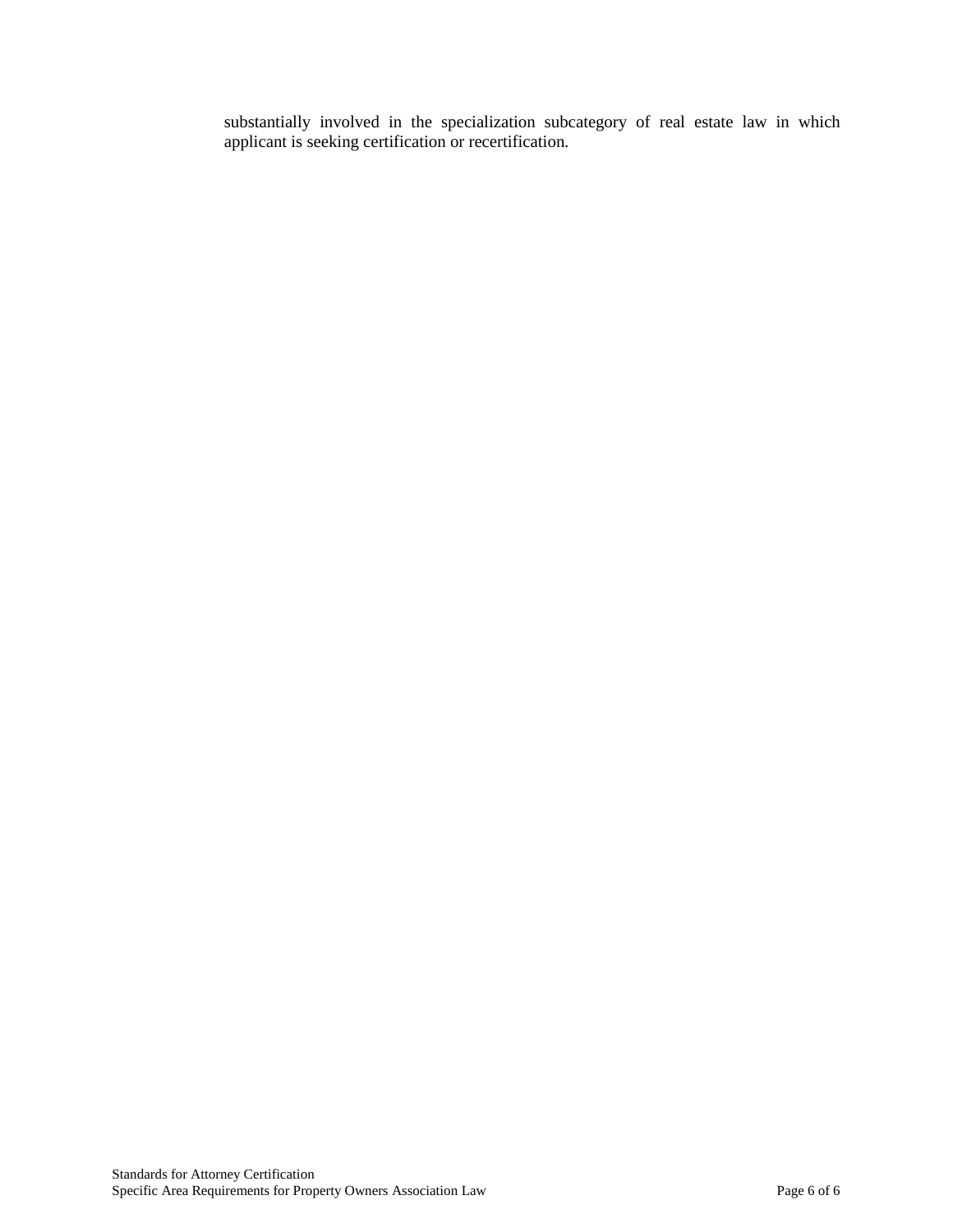substantially involved in the specialization subcategory of real estate law in which applicant is seeking certification or recertification.